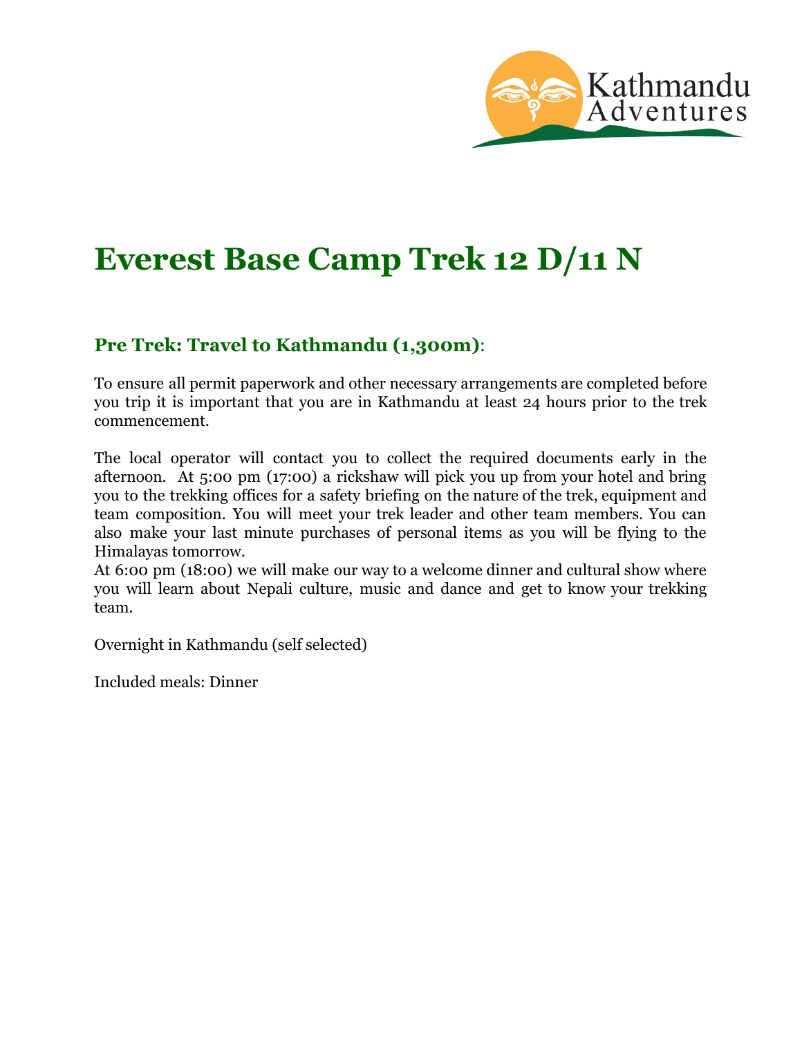# Everest Base Camp Trek 12 D/11 N

## Pre Trek: Travel to Kathmandu (1,300m):

To ensure all permit paperwork and other necessary arrangements are completed before you trip it is important that you are in Kathmandu at least 24 hours prior to the trek commencement.

The local operator will contact you to collect the required documents early in the afternoon. At 5:00 pm (17:00) a rickshaw will pick you up from your hotel and bring you to the trekking offices for a safety briefing on the nature of the trek, equipment and team composition. You will meet your trek leader and other team members. You can also make your last minute purchases of personal items as you will be flying to the Himalayas tomorrow.
At 6:00 pm (18:00) we will make our way to a welcome dinner and cultural show where you will learn about Nepali culture, music and dance and get to know your trekking team.

Overnight in Kathmandu (self selected)

Included meals: Dinner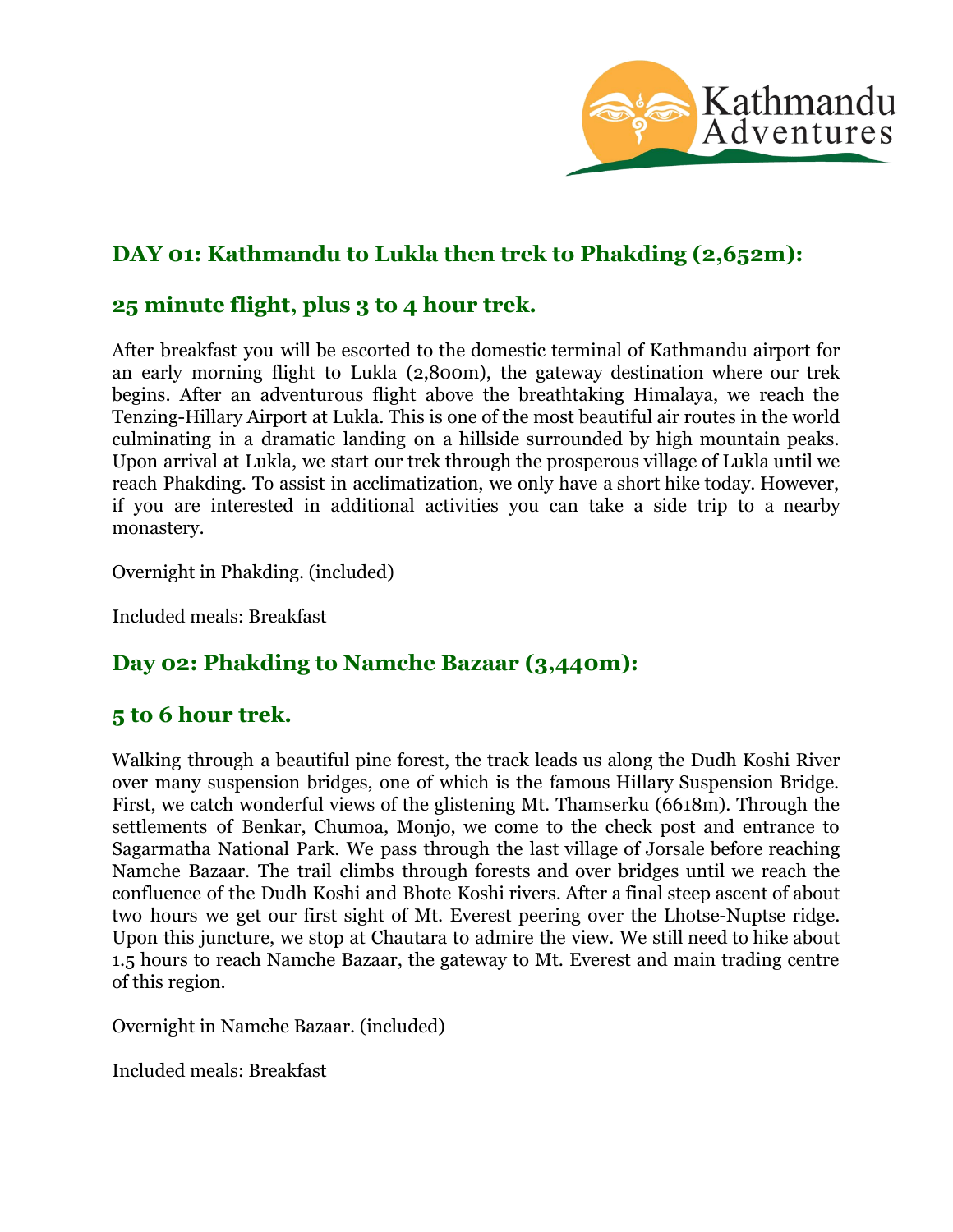## DAY 01: Kathmandu to Lukla then trek to Phakding (2,652m):

## 25 minute flight, plus 3 to 4 hour trek.

After breakfast you will be escorted to the domestic terminal of Kathmandu airport for an early morning flight to Lukla (2,800m), the gateway destination where our trek begins. After an adventurous flight above the breathtaking Himalaya, we reach the Tenzing-Hillary Airport at Lukla. This is one of the most beautiful air routes in the world culminating in a dramatic landing on a hillside surrounded by high mountain peaks. Upon arrival at Lukla, we start our trek through the prosperous village of Lukla until we reach Phakding. To assist in acclimatization, we only have a short hike today. However, if you are interested in additional activities you can take a side trip to a nearby monastery.

Overnight in Phakding. (included)

Included meals: Breakfast

## Day 02: Phakding to Namche Bazaar (3,440m):

## 5 to 6 hour trek.

Walking through a beautiful pine forest, the track leads us along the Dudh Koshi River over many suspension bridges, one of which is the famous Hillary Suspension Bridge. First, we catch wonderful views of the glistening Mt. Thamserku (6618m). Through the settlements of Benkar, Chumoa, Monjo, we come to the check post and entrance to Sagarmatha National Park. We pass through the last village of Jorsale before reaching Namche Bazaar. The trail climbs through forests and over bridges until we reach the confluence of the Dudh Koshi and Bhote Koshi rivers. After a final steep ascent of about two hours we get our first sight of Mt. Everest peering over the Lhotse-Nuptse ridge. Upon this juncture, we stop at Chautara to admire the view. We still need to hike about 1.5 hours to reach Namche Bazaar, the gateway to Mt. Everest and main trading centre of this region.

Overnight in Namche Bazaar. (included)

Included meals: Breakfast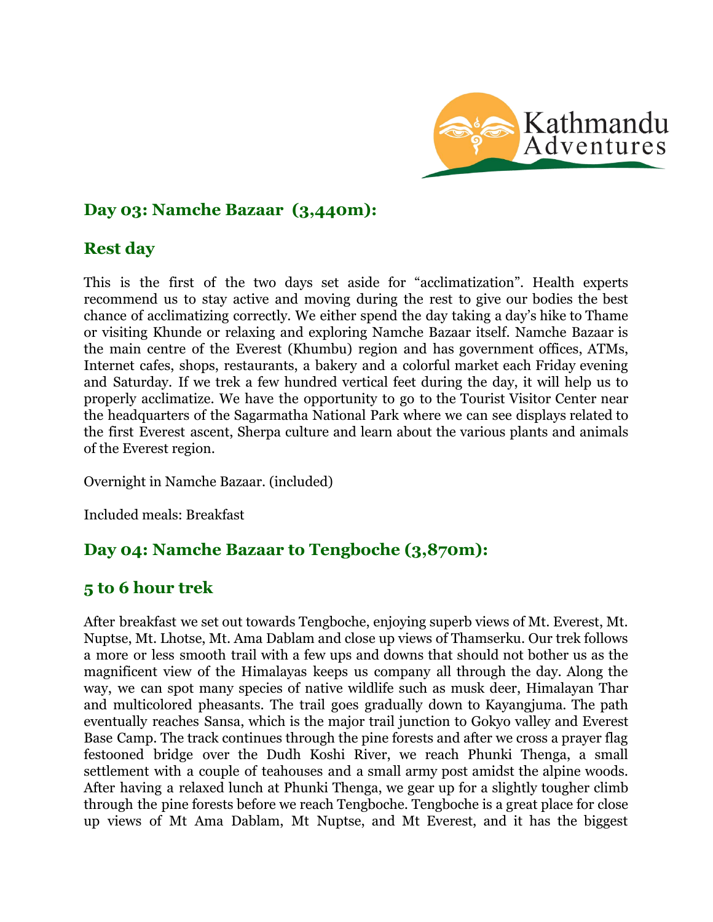## Day 03: Namche Bazaar (3,440m):

## Rest day

This is the first of the two days set aside for "acclimatization". Health experts recommend us to stay active and moving during the rest to give our bodies the best chance of acclimatizing correctly. We either spend the day taking a day's hike to Thame or visiting Khunde or relaxing and exploring Namche Bazaar itself. Namche Bazaar is the main centre of the Everest (Khumbu) region and has government offices, ATMs, Internet cafes, shops, restaurants, a bakery and a colorful market each Friday evening and Saturday. If we trek a few hundred vertical feet during the day, it will help us to properly acclimatize. We have the opportunity to go to the Tourist Visitor Center near the headquarters of the Sagarmatha National Park where we can see displays related to the first Everest ascent, Sherpa culture and learn about the various plants and animals of the Everest region.

Overnight in Namche Bazaar. (included)

Included meals: Breakfast

## Day 04: Namche Bazaar to Tengboche (3,870m):

## 5 to 6 hour trek

After breakfast we set out towards Tengboche, enjoying superb views of Mt. Everest, Mt. Nuptse, Mt. Lhotse, Mt. Ama Dablam and close up views of Thamserku. Our trek follows a more or less smooth trail with a few ups and downs that should not bother us as the magnificent view of the Himalayas keeps us company all through the day. Along the way, we can spot many species of native wildlife such as musk deer, Himalayan Thar and multicolored pheasants. The trail goes gradually down to Kayangjuma. The path eventually reaches Sansa, which is the major trail junction to Gokyo valley and Everest Base Camp. The track continues through the pine forests and after we cross a prayer flag festooned bridge over the Dudh Koshi River, we reach Phunki Thenga, a small settlement with a couple of teahouses and a small army post amidst the alpine woods. After having a relaxed lunch at Phunki Thenga, we gear up for a slightly tougher climb through the pine forests before we reach Tengboche. Tengboche is a great place for close up views of Mt Ama Dablam, Mt Nuptse, and Mt Everest, and it has the biggest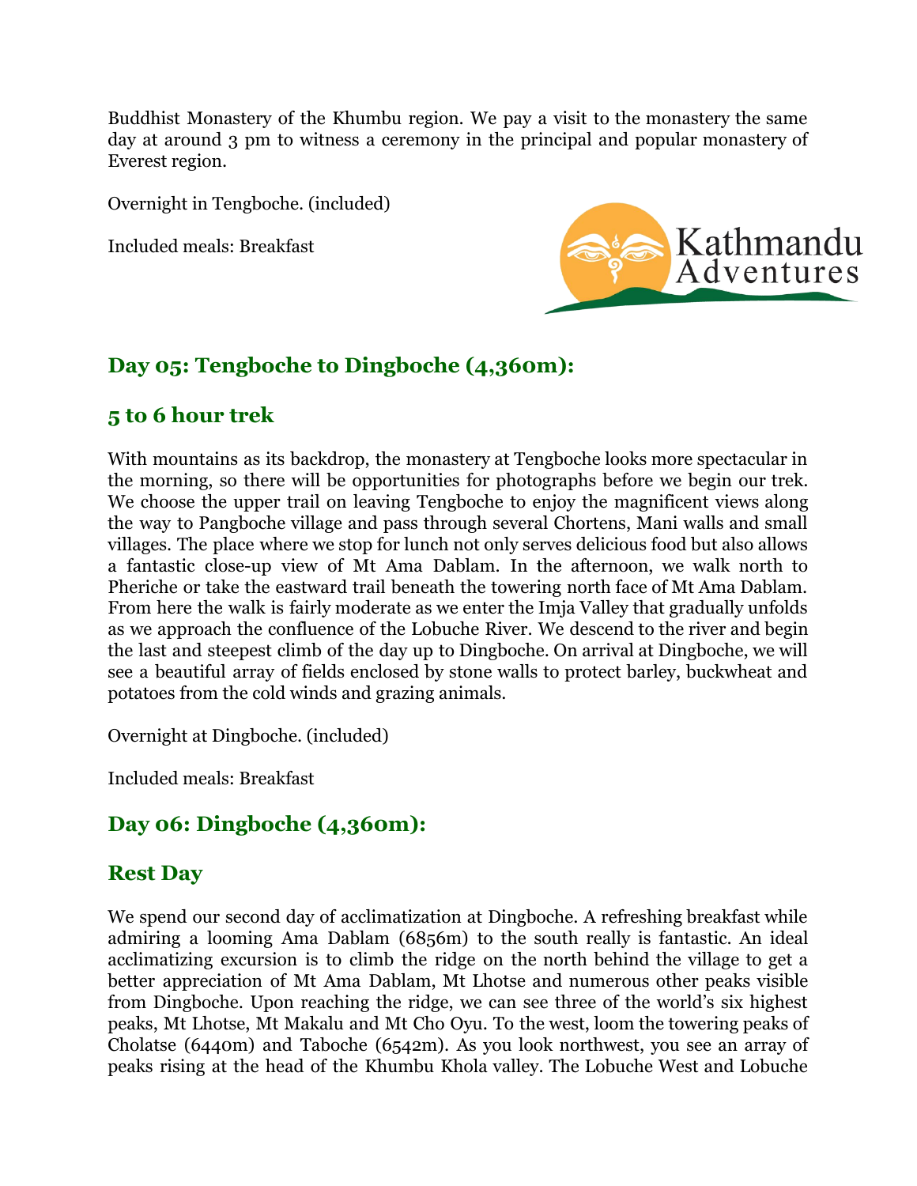Buddhist Monastery of the Khumbu region. We pay a visit to the monastery the same day at around 3 pm to witness a ceremony in the principal and popular monastery of Everest region.

Overnight in Tengboche. (included)

Included meals: Breakfast

## Day 05: Tengboche to Dingboche (4,360m):

## 5 to 6 hour trek

With mountains as its backdrop, the monastery at Tengboche looks more spectacular in the morning, so there will be opportunities for photographs before we begin our trek. We choose the upper trail on leaving Tengboche to enjoy the magnificent views along the way to Pangboche village and pass through several Chortens, Mani walls and small villages. The place where we stop for lunch not only serves delicious food but also allows a fantastic close-up view of Mt Ama Dablam. In the afternoon, we walk north to Pheriche or take the eastward trail beneath the towering north face of Mt Ama Dablam. From here the walk is fairly moderate as we enter the Imja Valley that gradually unfolds as we approach the confluence of the Lobuche River. We descend to the river and begin the last and steepest climb of the day up to Dingboche. On arrival at Dingboche, we will see a beautiful array of fields enclosed by stone walls to protect barley, buckwheat and potatoes from the cold winds and grazing animals.

Overnight at Dingboche. (included)

Included meals: Breakfast

## Day 06: Dingboche (4,360m):

## Rest Day

We spend our second day of acclimatization at Dingboche. A refreshing breakfast while admiring a looming Ama Dablam (6856m) to the south really is fantastic. An ideal acclimatizing excursion is to climb the ridge on the north behind the village to get a better appreciation of Mt Ama Dablam, Mt Lhotse and numerous other peaks visible from Dingboche. Upon reaching the ridge, we can see three of the world's six highest peaks, Mt Lhotse, Mt Makalu and Mt Cho Oyu. To the west, loom the towering peaks of Cholatse (6440m) and Taboche (6542m). As you look northwest, you see an array of peaks rising at the head of the Khumbu Khola valley. The Lobuche West and Lobuche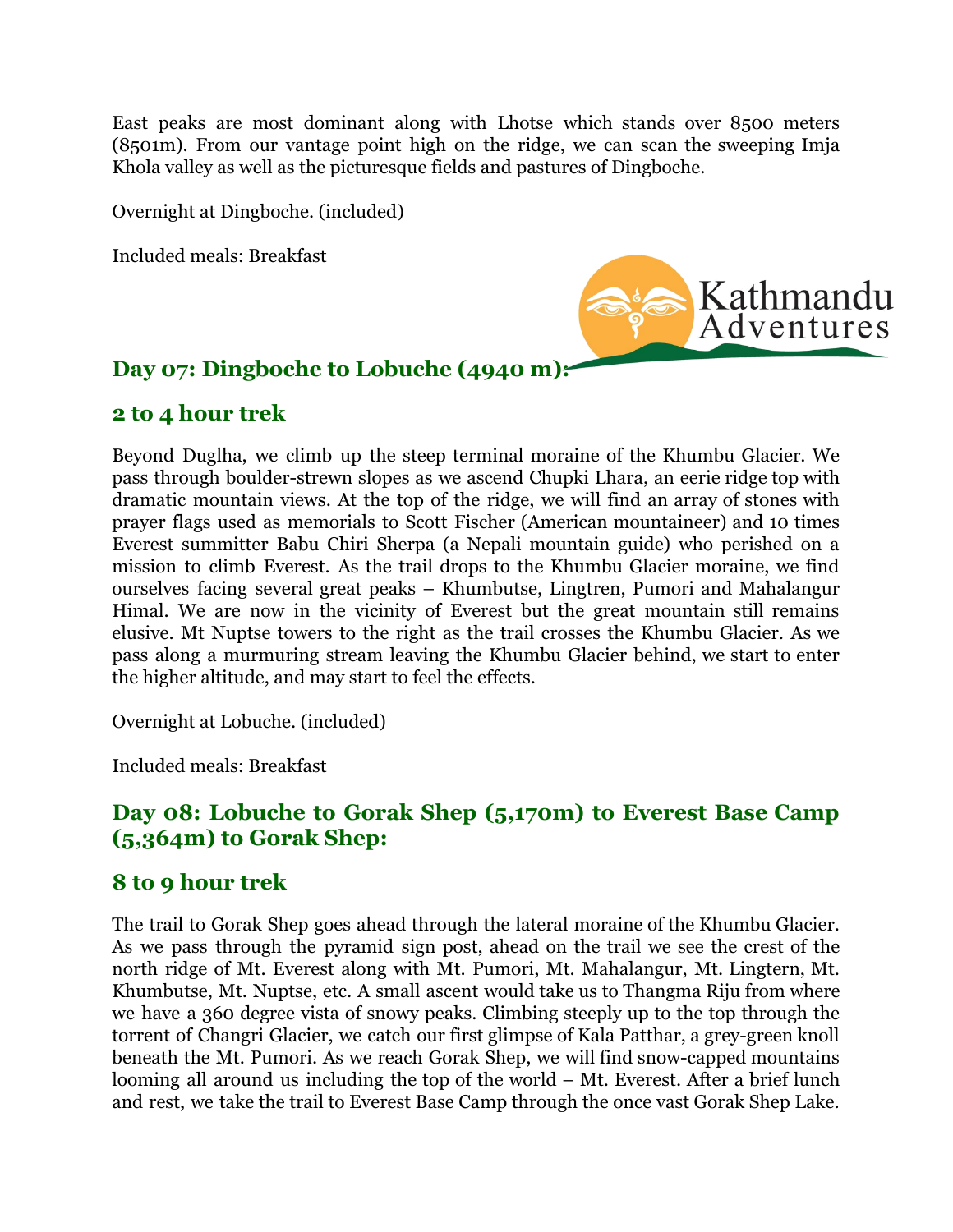East peaks are most dominant along with Lhotse which stands over 8500 meters (8501m). From our vantage point high on the ridge, we can scan the sweeping Imja Khola valley as well as the picturesque fields and pastures of Dingboche.

Overnight at Dingboche. (included)

Included meals: Breakfast

## Day 07: Dingboche to Lobuche (4940 m):

## 2 to 4 hour trek

Beyond Duglha, we climb up the steep terminal moraine of the Khumbu Glacier. We pass through boulder-strewn slopes as we ascend Chupki Lhara, an eerie ridge top with dramatic mountain views. At the top of the ridge, we will find an array of stones with prayer flags used as memorials to Scott Fischer (American mountaineer) and 10 times Everest summitter Babu Chiri Sherpa (a Nepali mountain guide) who perished on a mission to climb Everest. As the trail drops to the Khumbu Glacier moraine, we find ourselves facing several great peaks – Khumbutse, Lingtren, Pumori and Mahalangur Himal. We are now in the vicinity of Everest but the great mountain still remains elusive. Mt Nuptse towers to the right as the trail crosses the Khumbu Glacier. As we pass along a murmuring stream leaving the Khumbu Glacier behind, we start to enter the higher altitude, and may start to feel the effects.

Overnight at Lobuche. (included)

Included meals: Breakfast

## Day 08: Lobuche to Gorak Shep (5,170m) to Everest Base Camp (5,364m) to Gorak Shep:

## 8 to 9 hour trek

The trail to Gorak Shep goes ahead through the lateral moraine of the Khumbu Glacier. As we pass through the pyramid sign post, ahead on the trail we see the crest of the north ridge of Mt. Everest along with Mt. Pumori, Mt. Mahalangur, Mt. Lingtern, Mt. Khumbutse, Mt. Nuptse, etc. A small ascent would take us to Thangma Riju from where we have a 360 degree vista of snowy peaks. Climbing steeply up to the top through the torrent of Changri Glacier, we catch our first glimpse of Kala Patthar, a grey-green knoll beneath the Mt. Pumori. As we reach Gorak Shep, we will find snow-capped mountains looming all around us including the top of the world – Mt. Everest. After a brief lunch and rest, we take the trail to Everest Base Camp through the once vast Gorak Shep Lake.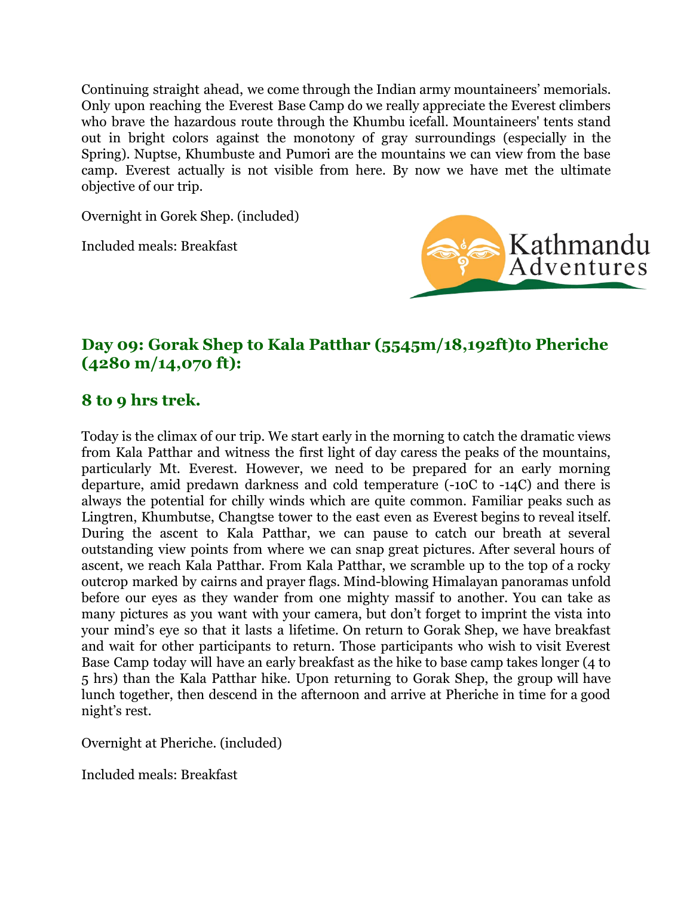Continuing straight ahead, we come through the Indian army mountaineers' memorials. Only upon reaching the Everest Base Camp do we really appreciate the Everest climbers who brave the hazardous route through the Khumbu icefall. Mountaineers' tents stand out in bright colors against the monotony of gray surroundings (especially in the Spring). Nuptse, Khumbuste and Pumori are the mountains we can view from the base camp. Everest actually is not visible from here. By now we have met the ultimate objective of our trip.

Overnight in Gorek Shep. (included)

Included meals: Breakfast

## Day 09: Gorak Shep to Kala Patthar (5545m/18,192ft)to Pheriche (4280 m/14,070 ft):

## 8 to 9 hrs trek.

Today is the climax of our trip. We start early in the morning to catch the dramatic views from Kala Patthar and witness the first light of day caress the peaks of the mountains, particularly Mt. Everest. However, we need to be prepared for an early morning departure, amid predawn darkness and cold temperature (-10C to -14C) and there is always the potential for chilly winds which are quite common. Familiar peaks such as Lingtren, Khumbutse, Changtse tower to the east even as Everest begins to reveal itself. During the ascent to Kala Patthar, we can pause to catch our breath at several outstanding view points from where we can snap great pictures. After several hours of ascent, we reach Kala Patthar. From Kala Patthar, we scramble up to the top of a rocky outcrop marked by cairns and prayer flags. Mind-blowing Himalayan panoramas unfold before our eyes as they wander from one mighty massif to another. You can take as many pictures as you want with your camera, but don't forget to imprint the vista into your mind's eye so that it lasts a lifetime. On return to Gorak Shep, we have breakfast and wait for other participants to return. Those participants who wish to visit Everest Base Camp today will have an early breakfast as the hike to base camp takes longer (4 to 5 hrs) than the Kala Patthar hike. Upon returning to Gorak Shep, the group will have lunch together, then descend in the afternoon and arrive at Pheriche in time for a good night's rest.

Overnight at Pheriche. (included)

Included meals: Breakfast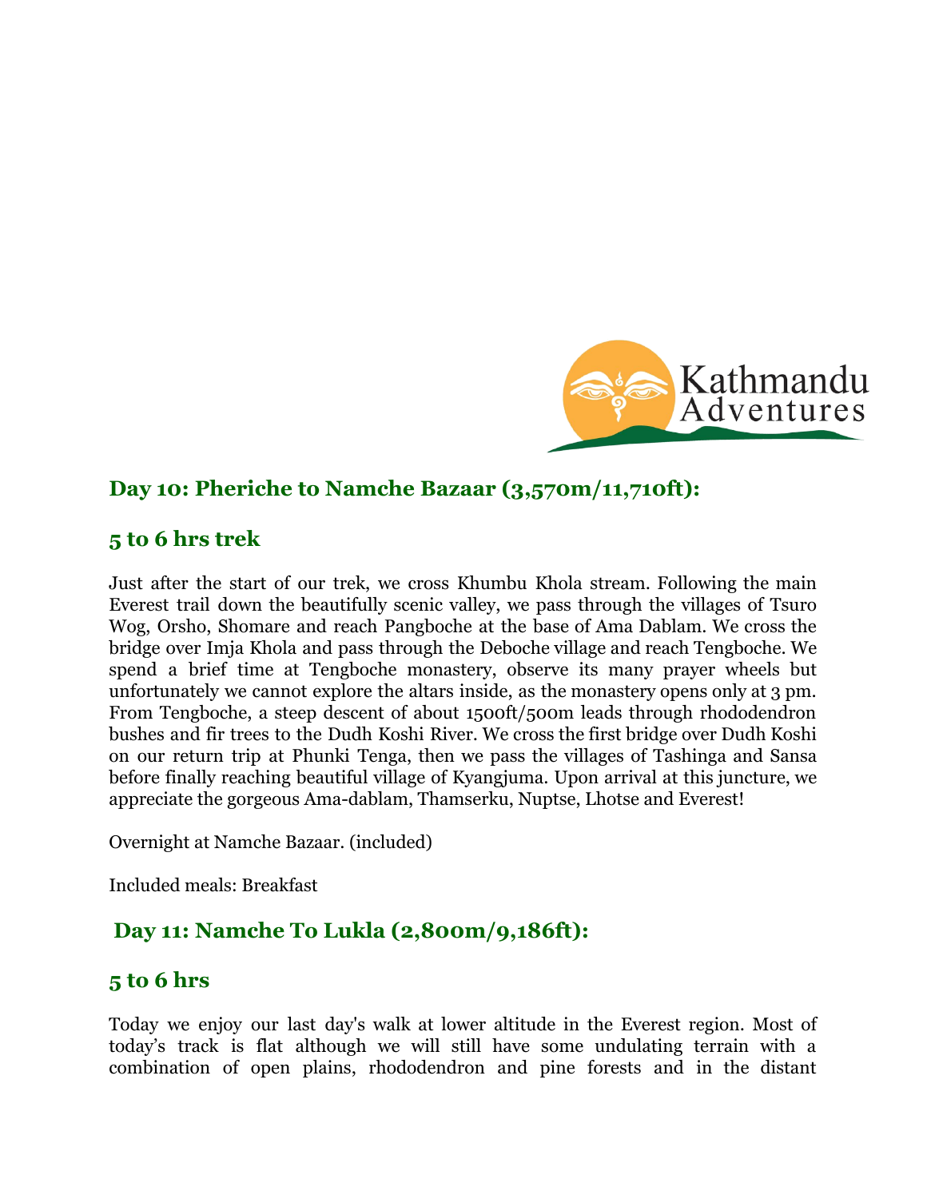## Day 10: Pheriche to Namche Bazaar (3,570m/11,710ft):

## 5 to 6 hrs trek

Just after the start of our trek, we cross Khumbu Khola stream. Following the main Everest trail down the beautifully scenic valley, we pass through the villages of Tsuro Wog, Orsho, Shomare and reach Pangboche at the base of Ama Dablam. We cross the bridge over Imja Khola and pass through the Deboche village and reach Tengboche. We spend a brief time at Tengboche monastery, observe its many prayer wheels but unfortunately we cannot explore the altars inside, as the monastery opens only at 3 pm. From Tengboche, a steep descent of about 1500ft/500m leads through rhododendron bushes and fir trees to the Dudh Koshi River. We cross the first bridge over Dudh Koshi on our return trip at Phunki Tenga, then we pass the villages of Tashinga and Sansa before finally reaching beautiful village of Kyangjuma. Upon arrival at this juncture, we appreciate the gorgeous Ama-dablam, Thamserku, Nuptse, Lhotse and Everest!

Overnight at Namche Bazaar. (included)

Included meals: Breakfast

## Day 11: Namche To Lukla (2,800m/9,186ft):

## 5 to 6 hrs

Today we enjoy our last day's walk at lower altitude in the Everest region. Most of today's track is flat although we will still have some undulating terrain with a combination of open plains, rhododendron and pine forests and in the distant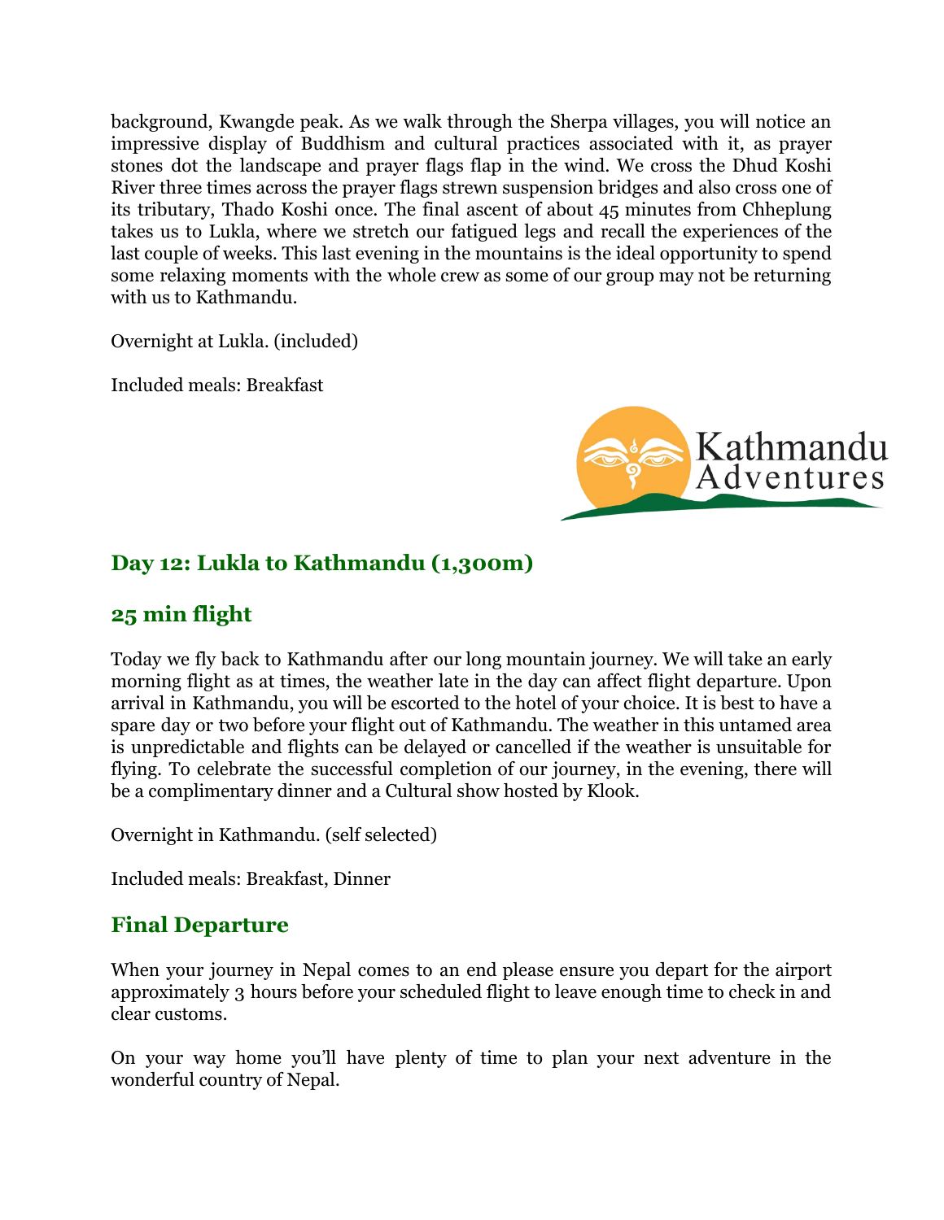background, Kwangde peak. As we walk through the Sherpa villages, you will notice an impressive display of Buddhism and cultural practices associated with it, as prayer stones dot the landscape and prayer flags flap in the wind. We cross the Dhud Koshi River three times across the prayer flags strewn suspension bridges and also cross one of its tributary, Thado Koshi once. The final ascent of about 45 minutes from Chheplung takes us to Lukla, where we stretch our fatigued legs and recall the experiences of the last couple of weeks. This last evening in the mountains is the ideal opportunity to spend some relaxing moments with the whole crew as some of our group may not be returning with us to Kathmandu.

Overnight at Lukla. (included)

Included meals: Breakfast

## Day 12: Lukla to Kathmandu (1,300m)

## 25 min flight

Today we fly back to Kathmandu after our long mountain journey. We will take an early morning flight as at times, the weather late in the day can affect flight departure. Upon arrival in Kathmandu, you will be escorted to the hotel of your choice. It is best to have a spare day or two before your flight out of Kathmandu. The weather in this untamed area is unpredictable and flights can be delayed or cancelled if the weather is unsuitable for flying. To celebrate the successful completion of our journey, in the evening, there will be a complimentary dinner and a Cultural show hosted by Klook.

Overnight in Kathmandu. (self selected)

Included meals: Breakfast, Dinner

## Final Departure

When your journey in Nepal comes to an end please ensure you depart for the airport approximately 3 hours before your scheduled flight to leave enough time to check in and clear customs.

On your way home you'll have plenty of time to plan your next adventure in the wonderful country of Nepal.